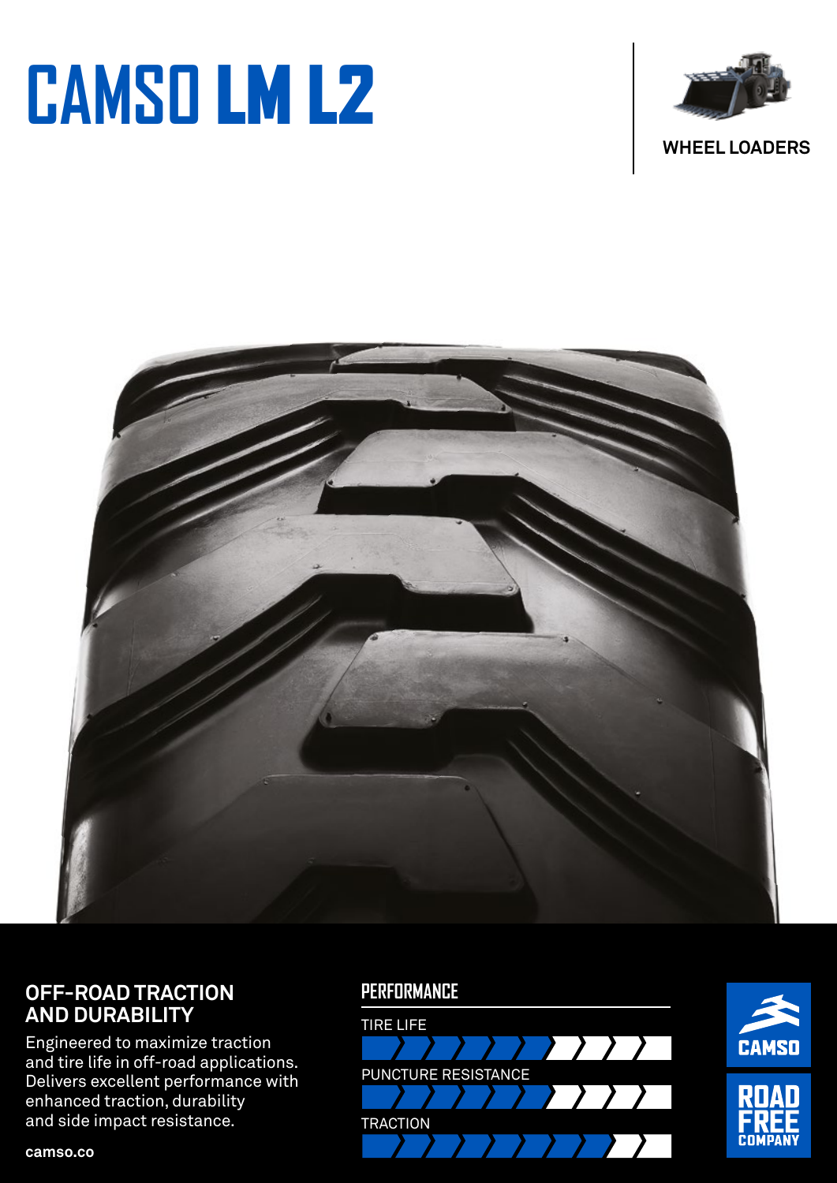# CAMSO LM L2

WHEEL LOADERS

## OFF-ROAD TRACTION AND DURABILITY

Engineered to maximize traction and tire life in off-road applications. Delivers excellent performance with enhanced traction, durability and side impact resistance.

camso.co

## PERFORMANCE

TIRE LIFE

PUNCTURE RESISTANCE

TRACTION

CAMSO

ROAD FREE COMPANY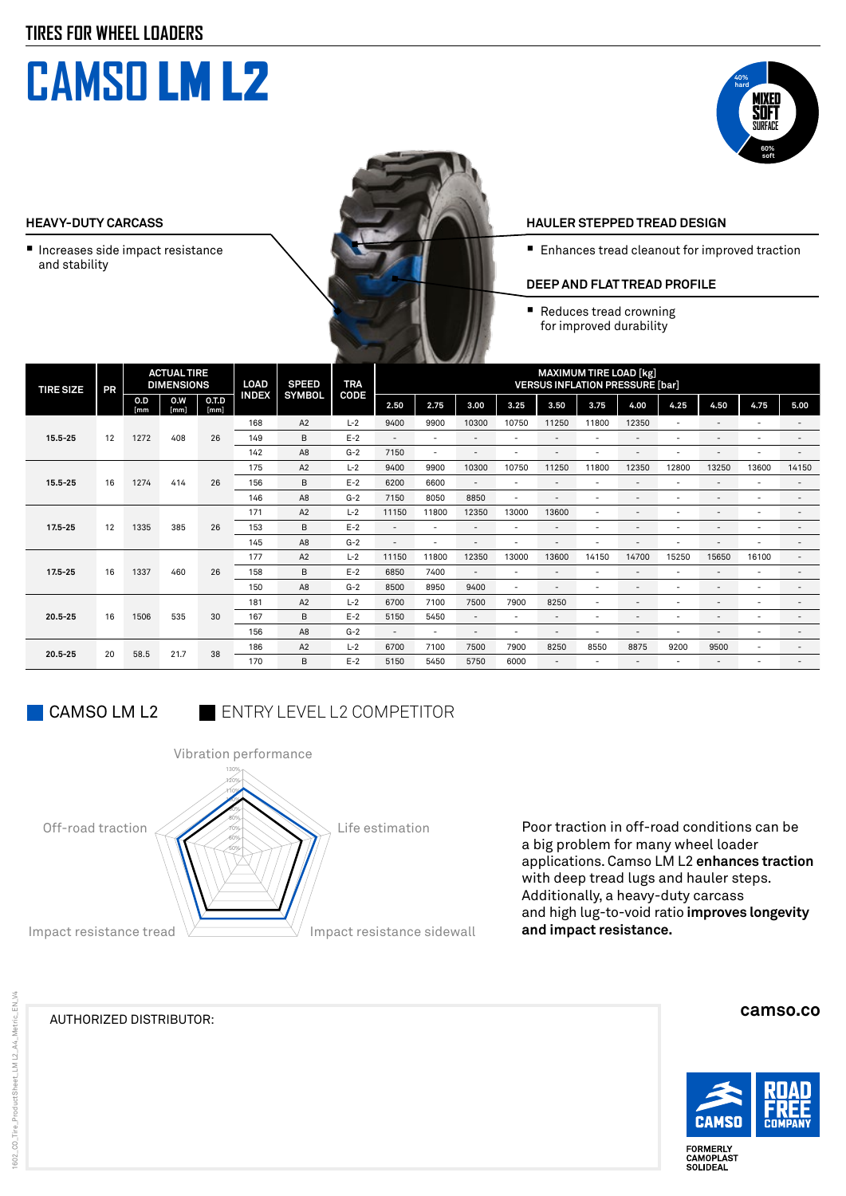TIRES FOR WHEEL LOADERS

# CAMSO LM L2

40% hard
MIXED SOFT SURFACE
60% soft

### HEAVY-DUTY CARCASS

- Increases side impact resistance and stability

### HAULER STEPPED TREAD DESIGN

- Enhances tread cleanout for improved traction

### DEEP AND FLAT TREAD PROFILE

- Reduces tread crowning for improved durability

| TIRE SIZE | PR | ACTUAL TIRE DIMENSIONS | | | LOAD INDEX | SPEED SYMBOL | TRA CODE | MAXIMUM TIRE LOAD [kg] VERSUS INFLATION PRESSURE [bar] | | | | | | | | | | |
|---|---|---|---|---|---|---|---|---|---|---|---|---|---|---|---|---|---|---|
| | | O.D [mm] | O.W [mm] | O.T.D [mm] | | | | 2.50 | 2.75 | 3.00 | 3.25 | 3.50 | 3.75 | 4.00 | 4.25 | 4.50 | 4.75 | 5.00 |
| 15.5-25 | 12 | 1272 | 408 | 26 | 168 | A2 | L-2 | 9400 | 9900 | 10300 | 10750 | 11250 | 11800 | 12350 | - | - | - | - |
| | | | | | 149 | B | E-2 | - | - | - | - | - | - | - | - | - | - | - |
| | | | | | 142 | A8 | G-2 | 7150 | - | - | - | - | - | - | - | - | - | - |
| 15.5-25 | 16 | 1274 | 414 | 26 | 175 | A2 | L-2 | 9400 | 9900 | 10300 | 10750 | 11250 | 11800 | 12350 | 12800 | 13250 | 13600 | 14150 |
| | | | | | 156 | B | E-2 | 6200 | 6600 | - | - | - | - | - | - | - | - | - |
| | | | | | 146 | A8 | G-2 | 7150 | 8050 | 8850 | - | - | - | - | - | - | - | - |
| 17.5-25 | 12 | 1335 | 385 | 26 | 171 | A2 | L-2 | 11150 | 11800 | 12350 | 13000 | 13600 | - | - | - | - | - | - |
| | | | | | 153 | B | E-2 | - | - | - | - | - | - | - | - | - | - | - |
| | | | | | 145 | A8 | G-2 | - | - | - | - | - | - | - | - | - | - | - |
| 17.5-25 | 16 | 1337 | 460 | 26 | 177 | A2 | L-2 | 11150 | 11800 | 12350 | 13000 | 13600 | 14150 | 14700 | 15250 | 15650 | 16100 | - |
| | | | | | 158 | B | E-2 | 6850 | 7400 | - | - | - | - | - | - | - | - | - |
| | | | | | 150 | A8 | G-2 | 8500 | 8950 | 9400 | - | - | - | - | - | - | - | - |
| 20.5-25 | 16 | 1506 | 535 | 30 | 181 | A2 | L-2 | 6700 | 7100 | 7500 | 7900 | 8250 | - | - | - | - | - | - |
| | | | | | 167 | B | E-2 | 5150 | 5450 | - | - | - | - | - | - | - | - | - |
| | | | | | 156 | A8 | G-2 | - | - | - | - | - | - | - | - | - | - | - |
| 20.5-25 | 20 | 58.5 | 21.7 | 38 | 186 | A2 | L-2 | 6700 | 7100 | 7500 | 7900 | 8250 | 8550 | 8875 | 9200 | 9500 | - | - |
| | | | | | 170 | B | E-2 | 5150 | 5450 | 5750 | 6000 | - | - | - | - | - | - | - |

CAMSO LM L2
ENTRY LEVEL L2 COMPETITOR

Vibration performance
Life estimation
Impact resistance sidewall
Impact resistance tread
Off-road traction
130%
120%
110%
100%
90%
80%
70%
60%
50%

Poor traction in off-road conditions can be a big problem for many wheel loader applications. Camso LM L2 **enhances traction** with deep tread lugs and hauler steps. Additionally, a heavy-duty carcass and high lug-to-void ratio **improves longevity and impact resistance.**

AUTHORIZED DISTRIBUTOR:

camso.co

CAMSO
ROAD FREE COMPANY
FORMERLY CAMOPLAST SOLIDEAL

1602_CO_Tire_ProductSheet_LM L2_A4_Metric_EN_V4